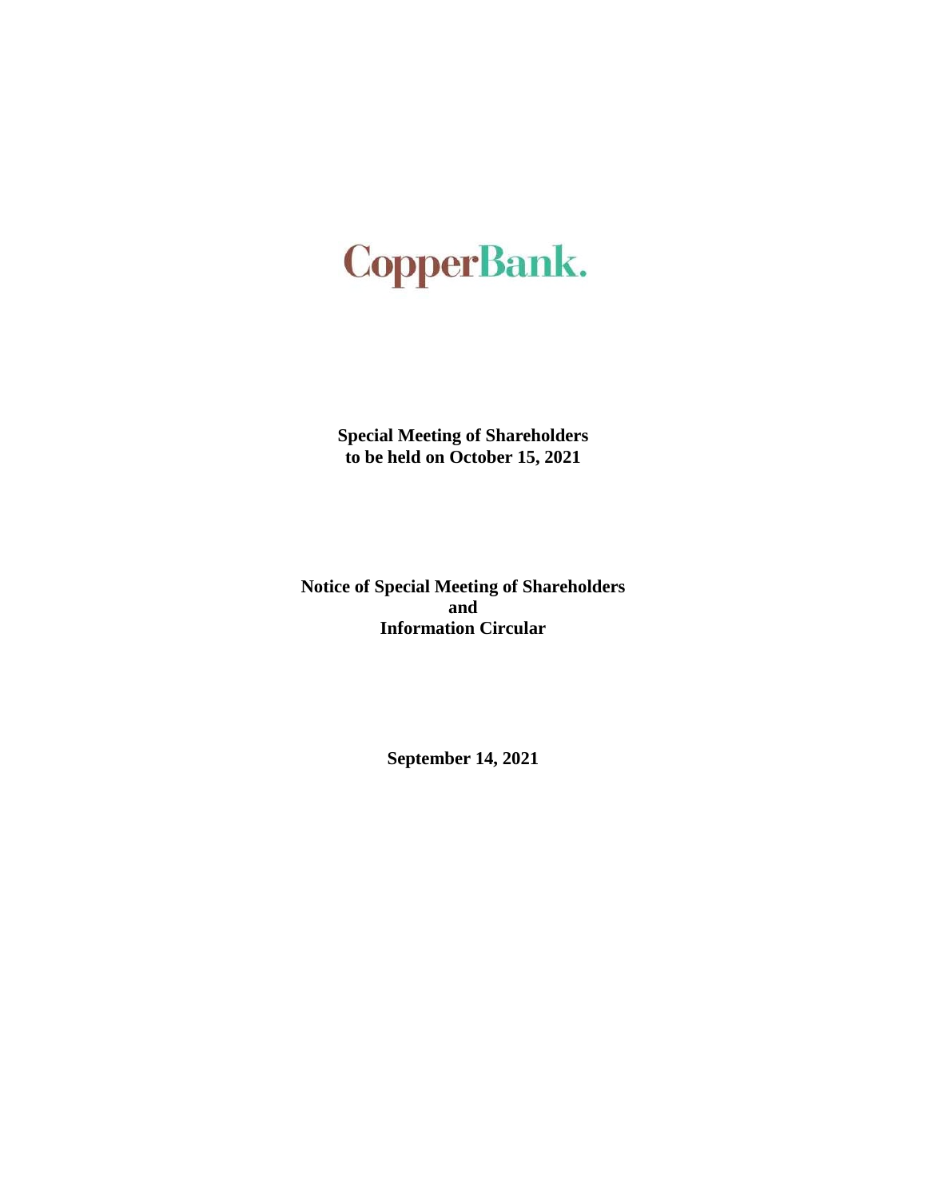# CopperBank.

**Special Meeting of Shareholders**
**to be held on October 15, 2021**

**Notice of Special Meeting of Shareholders**
**and**
**Information Circular**

**September 14, 2021**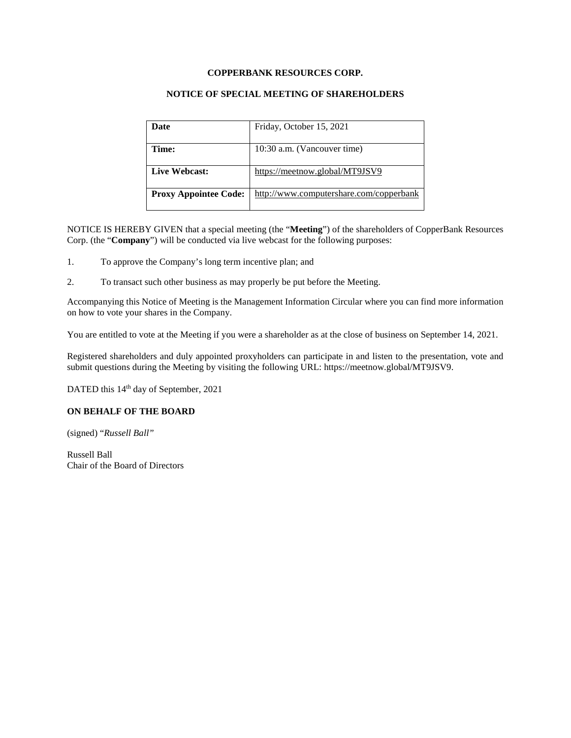**COPPERBANK RESOURCES CORP.**

**NOTICE OF SPECIAL MEETING OF SHAREHOLDERS**

| **Date** | Friday, October 15, 2021 |
| --- | --- |
| **Time:** | 10:30 a.m. (Vancouver time) |
| **Live Webcast:** | https://meetnow.global/MT9JSV9 |
| **Proxy Appointee Code:** | http://www.computershare.com/copperbank |

NOTICE IS HEREBY GIVEN that a special meeting (the "**Meeting**") of the shareholders of CopperBank Resources Corp. (the "**Company**") will be conducted via live webcast for the following purposes:

1. To approve the Company's long term incentive plan; and
2. To transact such other business as may properly be put before the Meeting.

Accompanying this Notice of Meeting is the Management Information Circular where you can find more information on how to vote your shares in the Company.

You are entitled to vote at the Meeting if you were a shareholder as at the close of business on September 14, 2021.

Registered shareholders and duly appointed proxyholders can participate in and listen to the presentation, vote and submit questions during the Meeting by visiting the following URL: https://meetnow.global/MT9JSV9.

DATED this 14th day of September, 2021

**ON BEHALF OF THE BOARD**

(signed) "*Russell Ball*"

Russell Ball
Chair of the Board of Directors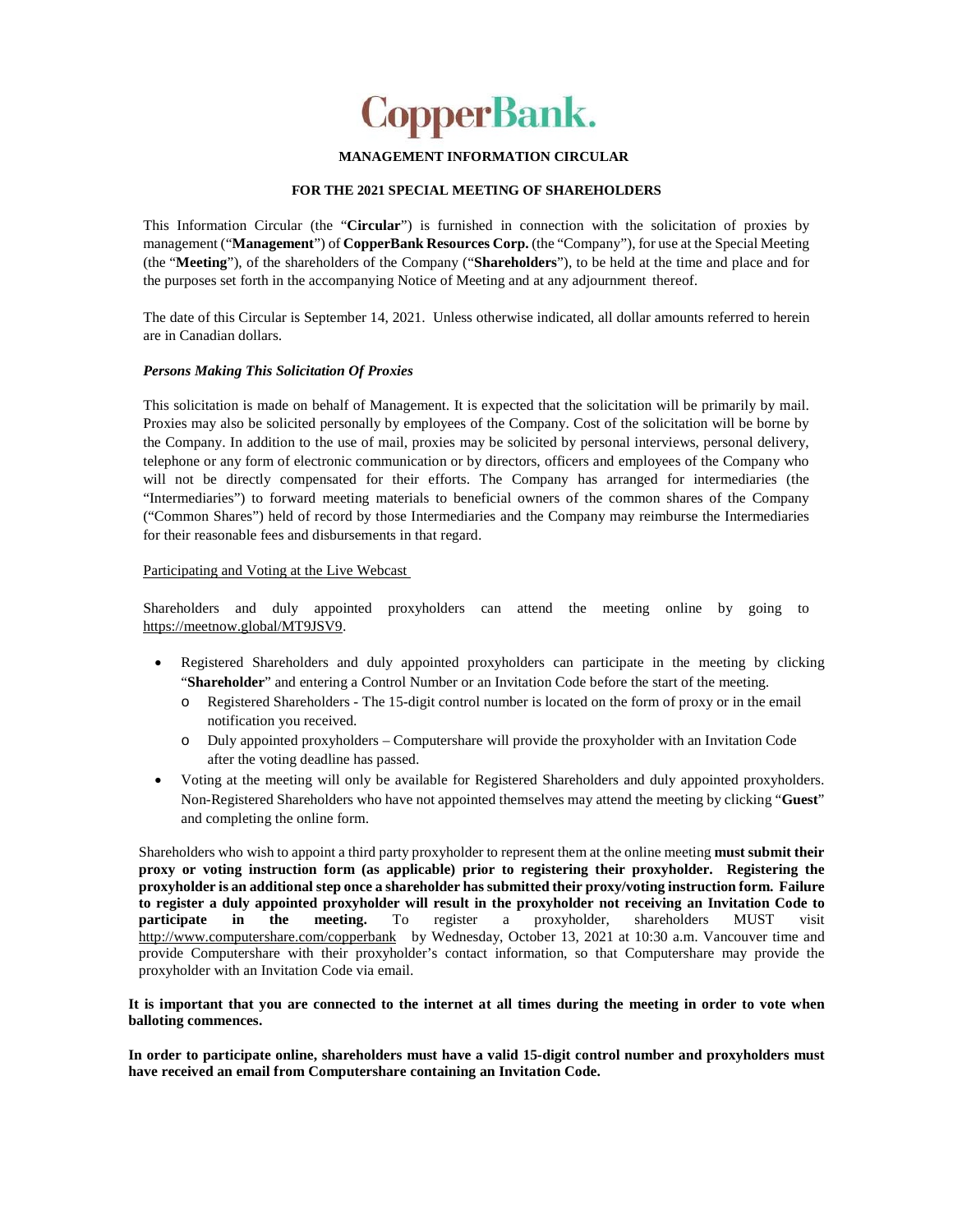**CopperBank.**

**MANAGEMENT INFORMATION CIRCULAR**

**FOR THE 2021 SPECIAL MEETING OF SHAREHOLDERS**

This Information Circular (the "**Circular**") is furnished in connection with the solicitation of proxies by management ("**Management**") of **CopperBank Resources Corp.** (the "Company"), for use at the Special Meeting (the "**Meeting**"), of the shareholders of the Company ("**Shareholders**"), to be held at the time and place and for the purposes set forth in the accompanying Notice of Meeting and at any adjournment thereof.

The date of this Circular is September 14, 2021. Unless otherwise indicated, all dollar amounts referred to herein are in Canadian dollars.

***Persons Making This Solicitation Of Proxies***

This solicitation is made on behalf of Management. It is expected that the solicitation will be primarily by mail. Proxies may also be solicited personally by employees of the Company. Cost of the solicitation will be borne by the Company. In addition to the use of mail, proxies may be solicited by personal interviews, personal delivery, telephone or any form of electronic communication or by directors, officers and employees of the Company who will not be directly compensated for their efforts. The Company has arranged for intermediaries (the "Intermediaries") to forward meeting materials to beneficial owners of the common shares of the Company ("Common Shares") held of record by those Intermediaries and the Company may reimburse the Intermediaries for their reasonable fees and disbursements in that regard.

Participating and Voting at the Live Webcast

Shareholders and duly appointed proxyholders can attend the meeting online by going to https://meetnow.global/MT9JSV9.

- Registered Shareholders and duly appointed proxyholders can participate in the meeting by clicking "**Shareholder**" and entering a Control Number or an Invitation Code before the start of the meeting.
  - Registered Shareholders - The 15-digit control number is located on the form of proxy or in the email notification you received.
  - Duly appointed proxyholders – Computershare will provide the proxyholder with an Invitation Code after the voting deadline has passed.
- Voting at the meeting will only be available for Registered Shareholders and duly appointed proxyholders. Non-Registered Shareholders who have not appointed themselves may attend the meeting by clicking "**Guest**" and completing the online form.

Shareholders who wish to appoint a third party proxyholder to represent them at the online meeting **must submit their proxy or voting instruction form (as applicable) prior to registering their proxyholder. Registering the proxyholder is an additional step once a shareholder has submitted their proxy/voting instruction form. Failure to register a duly appointed proxyholder will result in the proxyholder not receiving an Invitation Code to participate in the meeting.** To register a proxyholder, shareholders MUST visit http://www.computershare.com/copperbank by Wednesday, October 13, 2021 at 10:30 a.m. Vancouver time and provide Computershare with their proxyholder's contact information, so that Computershare may provide the proxyholder with an Invitation Code via email.

**It is important that you are connected to the internet at all times during the meeting in order to vote when balloting commences.**

**In order to participate online, shareholders must have a valid 15-digit control number and proxyholders must have received an email from Computershare containing an Invitation Code.**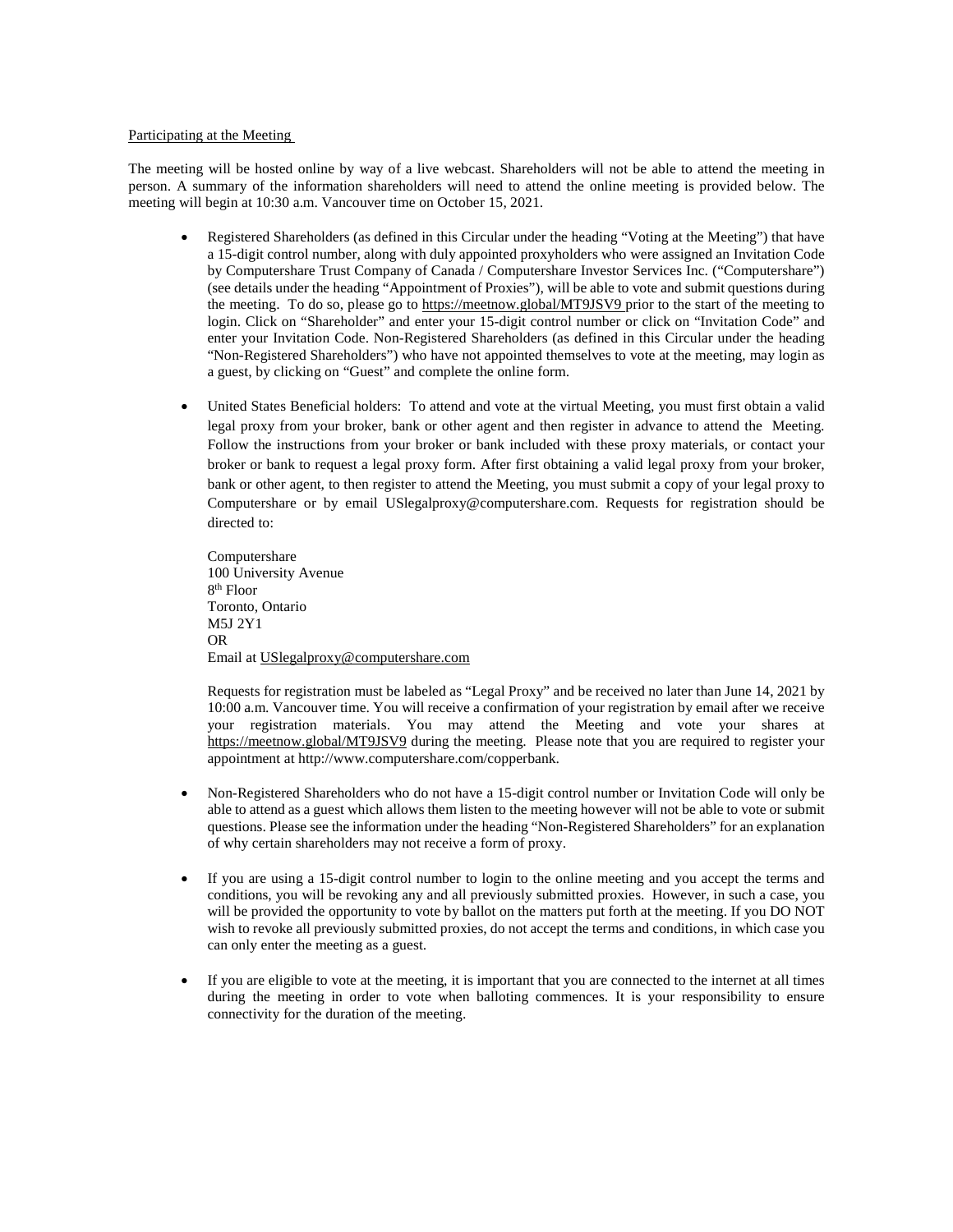Participating at the Meeting

The meeting will be hosted online by way of a live webcast. Shareholders will not be able to attend the meeting in person. A summary of the information shareholders will need to attend the online meeting is provided below. The meeting will begin at 10:30 a.m. Vancouver time on October 15, 2021.

- Registered Shareholders (as defined in this Circular under the heading "Voting at the Meeting") that have a 15-digit control number, along with duly appointed proxyholders who were assigned an Invitation Code by Computershare Trust Company of Canada / Computershare Investor Services Inc. ("Computershare") (see details under the heading "Appointment of Proxies"), will be able to vote and submit questions during the meeting. To do so, please go to https://meetnow.global/MT9JSV9 prior to the start of the meeting to login. Click on "Shareholder" and enter your 15-digit control number or click on "Invitation Code" and enter your Invitation Code. Non-Registered Shareholders (as defined in this Circular under the heading "Non-Registered Shareholders") who have not appointed themselves to vote at the meeting, may login as a guest, by clicking on "Guest" and complete the online form.

- United States Beneficial holders: To attend and vote at the virtual Meeting, you must first obtain a valid legal proxy from your broker, bank or other agent and then register in advance to attend the Meeting. Follow the instructions from your broker or bank included with these proxy materials, or contact your broker or bank to request a legal proxy form. After first obtaining a valid legal proxy from your broker, bank or other agent, to then register to attend the Meeting, you must submit a copy of your legal proxy to Computershare or by email USlegalproxy@computershare.com. Requests for registration should be directed to:

  Computershare
  100 University Avenue
  8th Floor
  Toronto, Ontario
  M5J 2Y1
  OR
  Email at USlegalproxy@computershare.com

  Requests for registration must be labeled as "Legal Proxy" and be received no later than June 14, 2021 by 10:00 a.m. Vancouver time. You will receive a confirmation of your registration by email after we receive your registration materials. You may attend the Meeting and vote your shares at https://meetnow.global/MT9JSV9 during the meeting. Please note that you are required to register your appointment at http://www.computershare.com/copperbank.

- Non-Registered Shareholders who do not have a 15-digit control number or Invitation Code will only be able to attend as a guest which allows them listen to the meeting however will not be able to vote or submit questions. Please see the information under the heading "Non-Registered Shareholders" for an explanation of why certain shareholders may not receive a form of proxy.

- If you are using a 15-digit control number to login to the online meeting and you accept the terms and conditions, you will be revoking any and all previously submitted proxies. However, in such a case, you will be provided the opportunity to vote by ballot on the matters put forth at the meeting. If you DO NOT wish to revoke all previously submitted proxies, do not accept the terms and conditions, in which case you can only enter the meeting as a guest.

- If you are eligible to vote at the meeting, it is important that you are connected to the internet at all times during the meeting in order to vote when balloting commences. It is your responsibility to ensure connectivity for the duration of the meeting.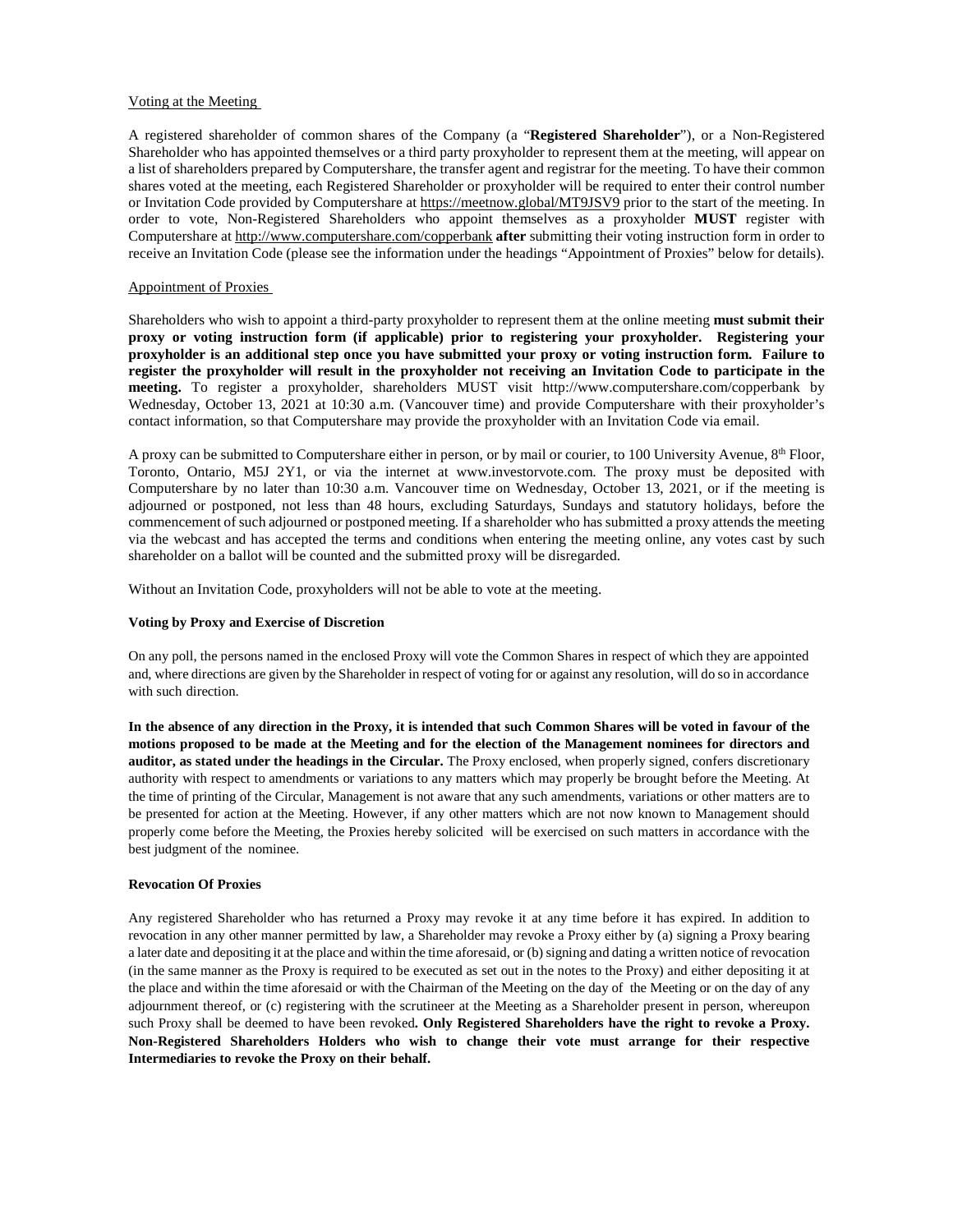Voting at the Meeting

A registered shareholder of common shares of the Company (a "**Registered Shareholder**"), or a Non-Registered Shareholder who has appointed themselves or a third party proxyholder to represent them at the meeting, will appear on a list of shareholders prepared by Computershare, the transfer agent and registrar for the meeting. To have their common shares voted at the meeting, each Registered Shareholder or proxyholder will be required to enter their control number or Invitation Code provided by Computershare at https://meetnow.global/MT9JSV9 prior to the start of the meeting. In order to vote, Non-Registered Shareholders who appoint themselves as a proxyholder **MUST** register with Computershare at http://www.computershare.com/copperbank **after** submitting their voting instruction form in order to receive an Invitation Code (please see the information under the headings "Appointment of Proxies" below for details).

Appointment of Proxies

Shareholders who wish to appoint a third-party proxyholder to represent them at the online meeting **must submit their proxy or voting instruction form (if applicable) prior to registering your proxyholder. Registering your proxyholder is an additional step once you have submitted your proxy or voting instruction form. Failure to register the proxyholder will result in the proxyholder not receiving an Invitation Code to participate in the meeting.** To register a proxyholder, shareholders MUST visit http://www.computershare.com/copperbank by Wednesday, October 13, 2021 at 10:30 a.m. (Vancouver time) and provide Computershare with their proxyholder's contact information, so that Computershare may provide the proxyholder with an Invitation Code via email.

A proxy can be submitted to Computershare either in person, or by mail or courier, to 100 University Avenue, 8th Floor, Toronto, Ontario, M5J 2Y1, or via the internet at www.investorvote.com. The proxy must be deposited with Computershare by no later than 10:30 a.m. Vancouver time on Wednesday, October 13, 2021, or if the meeting is adjourned or postponed, not less than 48 hours, excluding Saturdays, Sundays and statutory holidays, before the commencement of such adjourned or postponed meeting. If a shareholder who has submitted a proxy attends the meeting via the webcast and has accepted the terms and conditions when entering the meeting online, any votes cast by such shareholder on a ballot will be counted and the submitted proxy will be disregarded.

Without an Invitation Code, proxyholders will not be able to vote at the meeting.

**Voting by Proxy and Exercise of Discretion**

On any poll, the persons named in the enclosed Proxy will vote the Common Shares in respect of which they are appointed and, where directions are given by the Shareholder in respect of voting for or against any resolution, will do so in accordance with such direction.

**In the absence of any direction in the Proxy, it is intended that such Common Shares will be voted in favour of the motions proposed to be made at the Meeting and for the election of the Management nominees for directors and auditor, as stated under the headings in the Circular.** The Proxy enclosed, when properly signed, confers discretionary authority with respect to amendments or variations to any matters which may properly be brought before the Meeting. At the time of printing of the Circular, Management is not aware that any such amendments, variations or other matters are to be presented for action at the Meeting. However, if any other matters which are not now known to Management should properly come before the Meeting, the Proxies hereby solicited will be exercised on such matters in accordance with the best judgment of the nominee.

**Revocation Of Proxies**

Any registered Shareholder who has returned a Proxy may revoke it at any time before it has expired. In addition to revocation in any other manner permitted by law, a Shareholder may revoke a Proxy either by (a) signing a Proxy bearing a later date and depositing it at the place and within the time aforesaid, or (b) signing and dating a written notice of revocation (in the same manner as the Proxy is required to be executed as set out in the notes to the Proxy) and either depositing it at the place and within the time aforesaid or with the Chairman of the Meeting on the day of the Meeting or on the day of any adjournment thereof, or (c) registering with the scrutineer at the Meeting as a Shareholder present in person, whereupon such Proxy shall be deemed to have been revoked**. Only Registered Shareholders have the right to revoke a Proxy. Non-Registered Shareholders Holders who wish to change their vote must arrange for their respective Intermediaries to revoke the Proxy on their behalf.**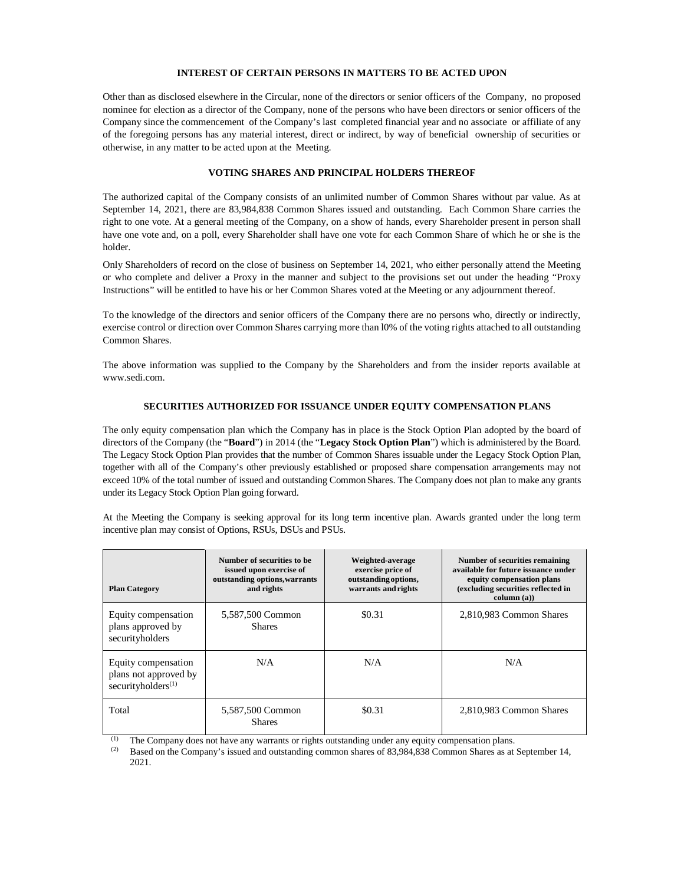## INTEREST OF CERTAIN PERSONS IN MATTERS TO BE ACTED UPON

Other than as disclosed elsewhere in the Circular, none of the directors or senior officers of the Company, no proposed nominee for election as a director of the Company, none of the persons who have been directors or senior officers of the Company since the commencement of the Company's last completed financial year and no associate or affiliate of any of the foregoing persons has any material interest, direct or indirect, by way of beneficial ownership of securities or otherwise, in any matter to be acted upon at the Meeting.

## VOTING SHARES AND PRINCIPAL HOLDERS THEREOF

The authorized capital of the Company consists of an unlimited number of Common Shares without par value. As at September 14, 2021, there are 83,984,838 Common Shares issued and outstanding. Each Common Share carries the right to one vote. At a general meeting of the Company, on a show of hands, every Shareholder present in person shall have one vote and, on a poll, every Shareholder shall have one vote for each Common Share of which he or she is the holder.

Only Shareholders of record on the close of business on September 14, 2021, who either personally attend the Meeting or who complete and deliver a Proxy in the manner and subject to the provisions set out under the heading "Proxy Instructions" will be entitled to have his or her Common Shares voted at the Meeting or any adjournment thereof.

To the knowledge of the directors and senior officers of the Company there are no persons who, directly or indirectly, exercise control or direction over Common Shares carrying more than l0% of the voting rights attached to all outstanding Common Shares.

The above information was supplied to the Company by the Shareholders and from the insider reports available at www.sedi.com.

## SECURITIES AUTHORIZED FOR ISSUANCE UNDER EQUITY COMPENSATION PLANS

The only equity compensation plan which the Company has in place is the Stock Option Plan adopted by the board of directors of the Company (the "**Board**") in 2014 (the "**Legacy Stock Option Plan**") which is administered by the Board. The Legacy Stock Option Plan provides that the number of Common Shares issuable under the Legacy Stock Option Plan, together with all of the Company's other previously established or proposed share compensation arrangements may not exceed 10% of the total number of issued and outstanding Common Shares. The Company does not plan to make any grants under its Legacy Stock Option Plan going forward.

At the Meeting the Company is seeking approval for its long term incentive plan. Awards granted under the long term incentive plan may consist of Options, RSUs, DSUs and PSUs.

| Plan Category | Number of securities to be issued upon exercise of outstanding options, warrants and rights | Weighted-average exercise price of outstanding options, warrants and rights | Number of securities remaining available for future issuance under equity compensation plans (excluding securities reflected in column (a)) |
|---|---|---|---|
| Equity compensation plans approved by securityholders | 5,587,500 Common Shares | \$0.31 | 2,810,983 Common Shares |
| Equity compensation plans not approved by securityholders[(1)] | N/A | N/A | N/A |
| Total | 5,587,500 Common Shares | \$0.31 | 2,810,983 Common Shares |

(1) The Company does not have any warrants or rights outstanding under any equity compensation plans.
(2) Based on the Company's issued and outstanding common shares of 83,984,838 Common Shares as at September 14, 2021.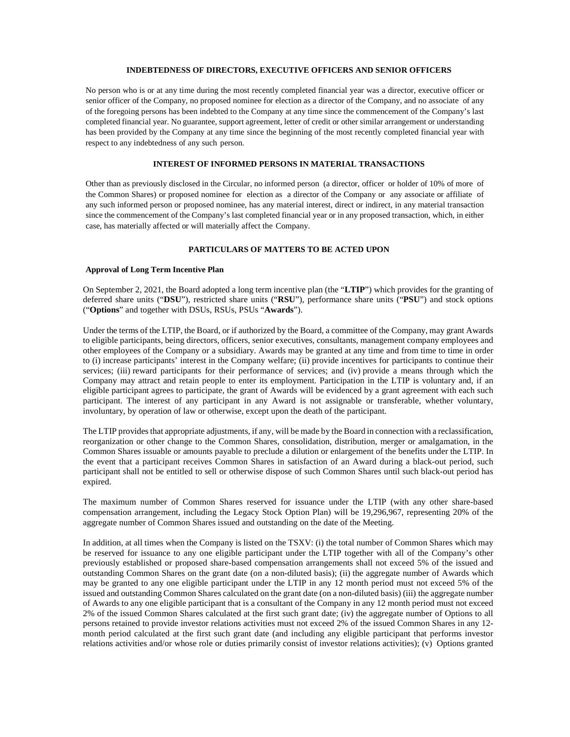## INDEBTEDNESS OF DIRECTORS, EXECUTIVE OFFICERS AND SENIOR OFFICERS

No person who is or at any time during the most recently completed financial year was a director, executive officer or senior officer of the Company, no proposed nominee for election as a director of the Company, and no associate of any of the foregoing persons has been indebted to the Company at any time since the commencement of the Company's last completed financial year. No guarantee, support agreement, letter of credit or other similar arrangement or understanding has been provided by the Company at any time since the beginning of the most recently completed financial year with respect to any indebtedness of any such person.

## INTEREST OF INFORMED PERSONS IN MATERIAL TRANSACTIONS

Other than as previously disclosed in the Circular, no informed person (a director, officer or holder of 10% of more of the Common Shares) or proposed nominee for election as a director of the Company or any associate or affiliate of any such informed person or proposed nominee, has any material interest, direct or indirect, in any material transaction since the commencement of the Company's last completed financial year or in any proposed transaction, which, in either case, has materially affected or will materially affect the Company.

## PARTICULARS OF MATTERS TO BE ACTED UPON

### Approval of Long Term Incentive Plan

On September 2, 2021, the Board adopted a long term incentive plan (the "**LTIP**") which provides for the granting of deferred share units ("**DSU**"), restricted share units ("**RSU**"), performance share units ("**PSU**") and stock options ("**Options**" and together with DSUs, RSUs, PSUs "**Awards**").

Under the terms of the LTIP, the Board, or if authorized by the Board, a committee of the Company, may grant Awards to eligible participants, being directors, officers, senior executives, consultants, management company employees and other employees of the Company or a subsidiary. Awards may be granted at any time and from time to time in order to (i) increase participants' interest in the Company welfare; (ii) provide incentives for participants to continue their services; (iii) reward participants for their performance of services; and (iv) provide a means through which the Company may attract and retain people to enter its employment. Participation in the LTIP is voluntary and, if an eligible participant agrees to participate, the grant of Awards will be evidenced by a grant agreement with each such participant. The interest of any participant in any Award is not assignable or transferable, whether voluntary, involuntary, by operation of law or otherwise, except upon the death of the participant.

The LTIP provides that appropriate adjustments, if any, will be made by the Board in connection with a reclassification, reorganization or other change to the Common Shares, consolidation, distribution, merger or amalgamation, in the Common Shares issuable or amounts payable to preclude a dilution or enlargement of the benefits under the LTIP. In the event that a participant receives Common Shares in satisfaction of an Award during a black-out period, such participant shall not be entitled to sell or otherwise dispose of such Common Shares until such black-out period has expired.

The maximum number of Common Shares reserved for issuance under the LTIP (with any other share-based compensation arrangement, including the Legacy Stock Option Plan) will be 19,296,967, representing 20% of the aggregate number of Common Shares issued and outstanding on the date of the Meeting.

In addition, at all times when the Company is listed on the TSXV: (i) the total number of Common Shares which may be reserved for issuance to any one eligible participant under the LTIP together with all of the Company's other previously established or proposed share-based compensation arrangements shall not exceed 5% of the issued and outstanding Common Shares on the grant date (on a non-diluted basis); (ii) the aggregate number of Awards which may be granted to any one eligible participant under the LTIP in any 12 month period must not exceed 5% of the issued and outstanding Common Shares calculated on the grant date (on a non-diluted basis) (iii) the aggregate number of Awards to any one eligible participant that is a consultant of the Company in any 12 month period must not exceed 2% of the issued Common Shares calculated at the first such grant date; (iv) the aggregate number of Options to all persons retained to provide investor relations activities must not exceed 2% of the issued Common Shares in any 12-month period calculated at the first such grant date (and including any eligible participant that performs investor relations activities and/or whose role or duties primarily consist of investor relations activities); (v) Options granted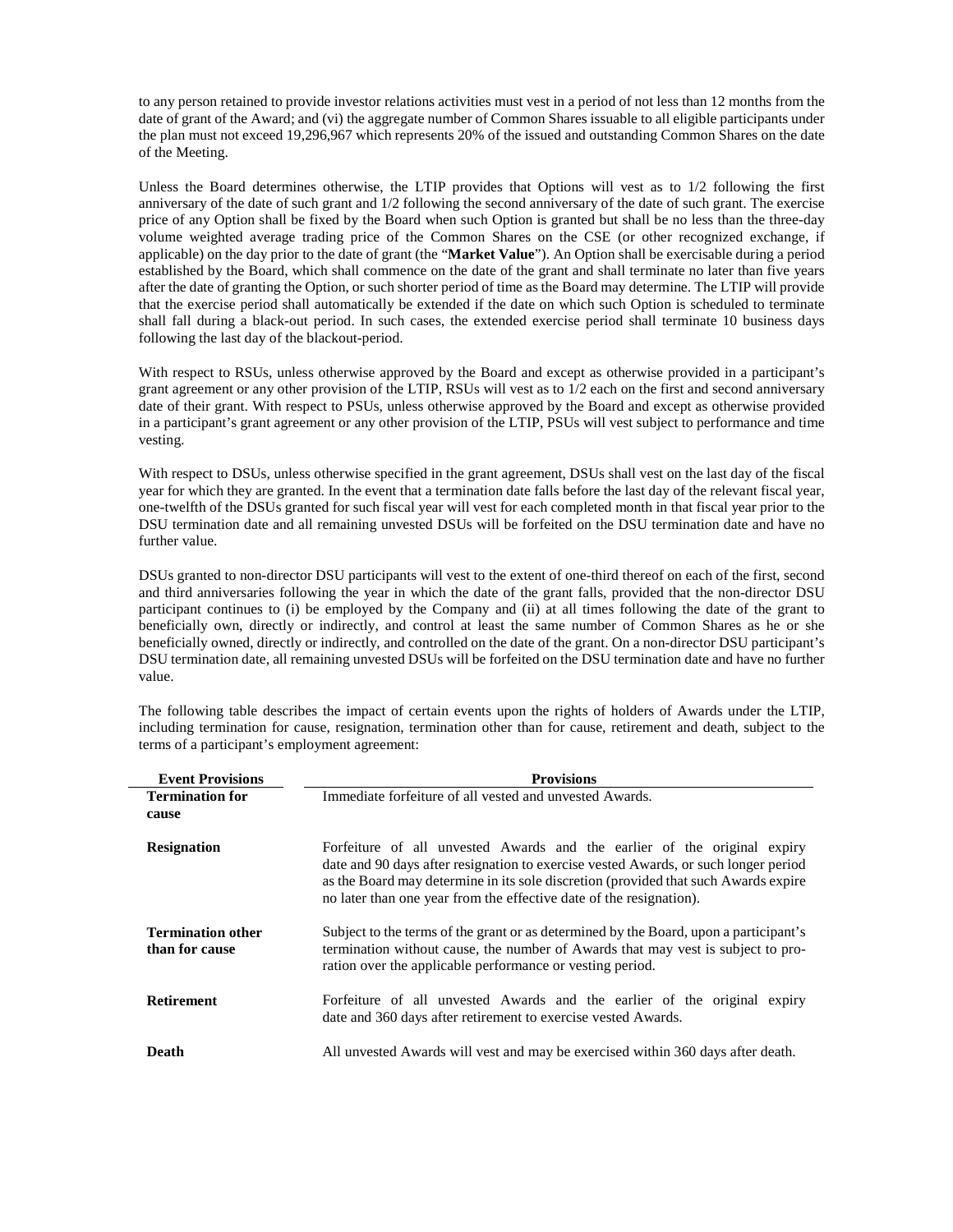to any person retained to provide investor relations activities must vest in a period of not less than 12 months from the date of grant of the Award; and (vi) the aggregate number of Common Shares issuable to all eligible participants under the plan must not exceed 19,296,967 which represents 20% of the issued and outstanding Common Shares on the date of the Meeting.

Unless the Board determines otherwise, the LTIP provides that Options will vest as to 1/2 following the first anniversary of the date of such grant and 1/2 following the second anniversary of the date of such grant. The exercise price of any Option shall be fixed by the Board when such Option is granted but shall be no less than the three-day volume weighted average trading price of the Common Shares on the CSE (or other recognized exchange, if applicable) on the day prior to the date of grant (the "**Market Value**"). An Option shall be exercisable during a period established by the Board, which shall commence on the date of the grant and shall terminate no later than five years after the date of granting the Option, or such shorter period of time as the Board may determine. The LTIP will provide that the exercise period shall automatically be extended if the date on which such Option is scheduled to terminate shall fall during a black-out period. In such cases, the extended exercise period shall terminate 10 business days following the last day of the blackout-period.

With respect to RSUs, unless otherwise approved by the Board and except as otherwise provided in a participant's grant agreement or any other provision of the LTIP, RSUs will vest as to 1/2 each on the first and second anniversary date of their grant. With respect to PSUs, unless otherwise approved by the Board and except as otherwise provided in a participant's grant agreement or any other provision of the LTIP, PSUs will vest subject to performance and time vesting.

With respect to DSUs, unless otherwise specified in the grant agreement, DSUs shall vest on the last day of the fiscal year for which they are granted. In the event that a termination date falls before the last day of the relevant fiscal year, one-twelfth of the DSUs granted for such fiscal year will vest for each completed month in that fiscal year prior to the DSU termination date and all remaining unvested DSUs will be forfeited on the DSU termination date and have no further value.

DSUs granted to non-director DSU participants will vest to the extent of one-third thereof on each of the first, second and third anniversaries following the year in which the date of the grant falls, provided that the non-director DSU participant continues to (i) be employed by the Company and (ii) at all times following the date of the grant to beneficially own, directly or indirectly, and control at least the same number of Common Shares as he or she beneficially owned, directly or indirectly, and controlled on the date of the grant. On a non-director DSU participant's DSU termination date, all remaining unvested DSUs will be forfeited on the DSU termination date and have no further value.

The following table describes the impact of certain events upon the rights of holders of Awards under the LTIP, including termination for cause, resignation, termination other than for cause, retirement and death, subject to the terms of a participant's employment agreement:

| Event Provisions | Provisions |
|---|---|
| **Termination for cause** | Immediate forfeiture of all vested and unvested Awards. |
| **Resignation** | Forfeiture of all unvested Awards and the earlier of the original expiry date and 90 days after resignation to exercise vested Awards, or such longer period as the Board may determine in its sole discretion (provided that such Awards expire no later than one year from the effective date of the resignation). |
| **Termination other than for cause** | Subject to the terms of the grant or as determined by the Board, upon a participant's termination without cause, the number of Awards that may vest is subject to pro-ration over the applicable performance or vesting period. |
| **Retirement** | Forfeiture of all unvested Awards and the earlier of the original expiry date and 360 days after retirement to exercise vested Awards. |
| **Death** | All unvested Awards will vest and may be exercised within 360 days after death. |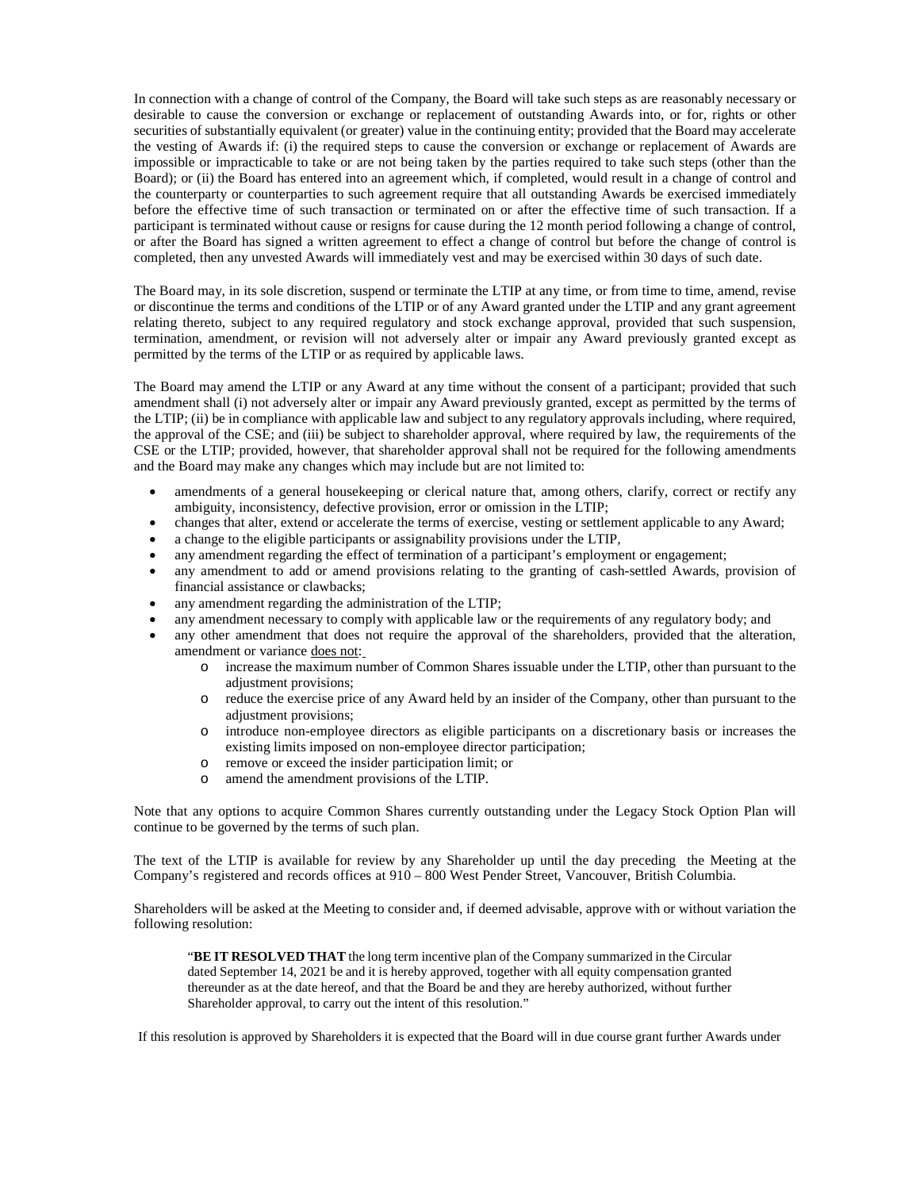In connection with a change of control of the Company, the Board will take such steps as are reasonably necessary or desirable to cause the conversion or exchange or replacement of outstanding Awards into, or for, rights or other securities of substantially equivalent (or greater) value in the continuing entity; provided that the Board may accelerate the vesting of Awards if: (i) the required steps to cause the conversion or exchange or replacement of Awards are impossible or impracticable to take or are not being taken by the parties required to take such steps (other than the Board); or (ii) the Board has entered into an agreement which, if completed, would result in a change of control and the counterparty or counterparties to such agreement require that all outstanding Awards be exercised immediately before the effective time of such transaction or terminated on or after the effective time of such transaction. If a participant is terminated without cause or resigns for cause during the 12 month period following a change of control, or after the Board has signed a written agreement to effect a change of control but before the change of control is completed, then any unvested Awards will immediately vest and may be exercised within 30 days of such date.

The Board may, in its sole discretion, suspend or terminate the LTIP at any time, or from time to time, amend, revise or discontinue the terms and conditions of the LTIP or of any Award granted under the LTIP and any grant agreement relating thereto, subject to any required regulatory and stock exchange approval, provided that such suspension, termination, amendment, or revision will not adversely alter or impair any Award previously granted except as permitted by the terms of the LTIP or as required by applicable laws.

The Board may amend the LTIP or any Award at any time without the consent of a participant; provided that such amendment shall (i) not adversely alter or impair any Award previously granted, except as permitted by the terms of the LTIP; (ii) be in compliance with applicable law and subject to any regulatory approvals including, where required, the approval of the CSE; and (iii) be subject to shareholder approval, where required by law, the requirements of the CSE or the LTIP; provided, however, that shareholder approval shall not be required for the following amendments and the Board may make any changes which may include but are not limited to:

- amendments of a general housekeeping or clerical nature that, among others, clarify, correct or rectify any ambiguity, inconsistency, defective provision, error or omission in the LTIP;
- changes that alter, extend or accelerate the terms of exercise, vesting or settlement applicable to any Award;
- a change to the eligible participants or assignability provisions under the LTIP,
- any amendment regarding the effect of termination of a participant's employment or engagement;
- any amendment to add or amend provisions relating to the granting of cash-settled Awards, provision of financial assistance or clawbacks;
- any amendment regarding the administration of the LTIP;
- any amendment necessary to comply with applicable law or the requirements of any regulatory body; and
- any other amendment that does not require the approval of the shareholders, provided that the alteration, amendment or variance does not:
    - increase the maximum number of Common Shares issuable under the LTIP, other than pursuant to the adjustment provisions;
    - reduce the exercise price of any Award held by an insider of the Company, other than pursuant to the adjustment provisions;
    - introduce non-employee directors as eligible participants on a discretionary basis or increases the existing limits imposed on non-employee director participation;
    - remove or exceed the insider participation limit; or
    - amend the amendment provisions of the LTIP.

Note that any options to acquire Common Shares currently outstanding under the Legacy Stock Option Plan will continue to be governed by the terms of such plan.

The text of the LTIP is available for review by any Shareholder up until the day preceding the Meeting at the Company's registered and records offices at 910 – 800 West Pender Street, Vancouver, British Columbia.

Shareholders will be asked at the Meeting to consider and, if deemed advisable, approve with or without variation the following resolution:

> "**BE IT RESOLVED THAT** the long term incentive plan of the Company summarized in the Circular dated September 14, 2021 be and it is hereby approved, together with all equity compensation granted thereunder as at the date hereof, and that the Board be and they are hereby authorized, without further Shareholder approval, to carry out the intent of this resolution."

If this resolution is approved by Shareholders it is expected that the Board will in due course grant further Awards under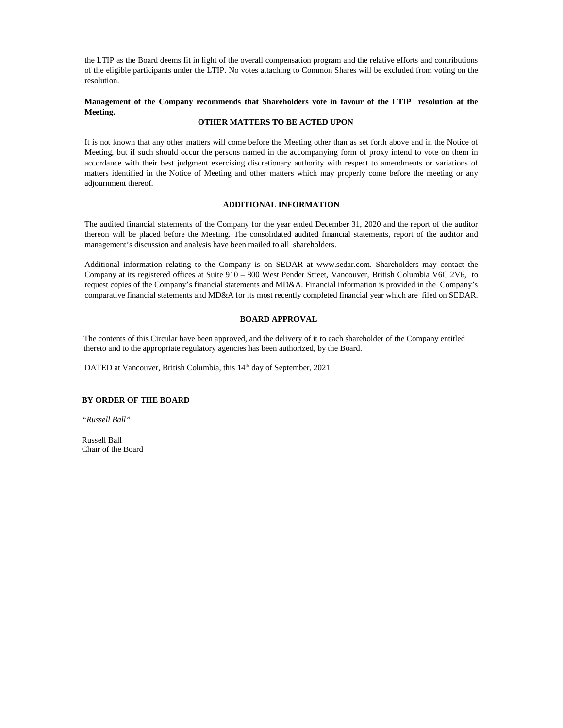the LTIP as the Board deems fit in light of the overall compensation program and the relative efforts and contributions of the eligible participants under the LTIP. No votes attaching to Common Shares will be excluded from voting on the resolution.

**Management of the Company recommends that Shareholders vote in favour of the LTIP resolution at the Meeting.**

## OTHER MATTERS TO BE ACTED UPON

It is not known that any other matters will come before the Meeting other than as set forth above and in the Notice of Meeting, but if such should occur the persons named in the accompanying form of proxy intend to vote on them in accordance with their best judgment exercising discretionary authority with respect to amendments or variations of matters identified in the Notice of Meeting and other matters which may properly come before the meeting or any adjournment thereof.

## ADDITIONAL INFORMATION

The audited financial statements of the Company for the year ended December 31, 2020 and the report of the auditor thereon will be placed before the Meeting. The consolidated audited financial statements, report of the auditor and management's discussion and analysis have been mailed to all shareholders.

Additional information relating to the Company is on SEDAR at www.sedar.com. Shareholders may contact the Company at its registered offices at Suite 910 – 800 West Pender Street, Vancouver, British Columbia V6C 2V6, to request copies of the Company's financial statements and MD&A. Financial information is provided in the Company's comparative financial statements and MD&A for its most recently completed financial year which are filed on SEDAR.

## BOARD APPROVAL

The contents of this Circular have been approved, and the delivery of it to each shareholder of the Company entitled thereto and to the appropriate regulatory agencies has been authorized, by the Board.

DATED at Vancouver, British Columbia, this 14th day of September, 2021.

**BY ORDER OF THE BOARD**

*"Russell Ball"*

Russell Ball
Chair of the Board